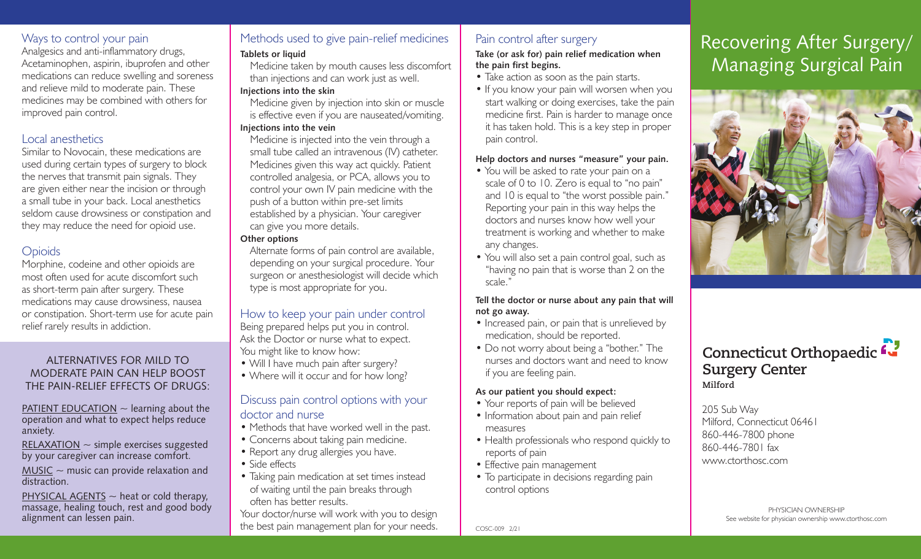## Ways to control your pain

Analgesics and anti-inflammatory drugs, Acetaminophen, aspirin, ibuprofen and other medications can reduce swelling and soreness and relieve mild to moderate pain. These medicines may be combined with others for improved pain control.

## Local anesthetics

Similar to Novocain, these medications are used during certain types of surgery to block the nerves that transmit pain signals. They are given either near the incision or through a small tube in your back. Local anesthetics seldom cause drowsiness or constipation and they may reduce the need for opioid use.

## Opioids

Morphine, codeine and other opioids are most often used for acute discomfort such as short-term pain after surgery. These medications may cause drowsiness, nausea or constipation. Short-term use for acute pain relief rarely results in addiction.

### ALTERNATIVES FOR MILD TO MODERATE PAIN CAN HELP BOOST THE PAIN-RELIEF EFFECTS OF DRUGS:

PATIENT EDUCATION ~ learning about the operation and what to expect helps reduce anxiety.

RELAXATION ~ simple exercises suggested by your caregiver can increase comfort.

MUSIC ~ music can provide relaxation and distraction.

PHYSICAL AGENTS ~ heat or cold therapy, massage, healing touch, rest and good body alignment can lessen pain.

## Methods used to give pain-relief medicines

**Tablets or liquid**

Medicine taken by mouth causes less discomfort than injections and can work just as well.

**Injections into the skin**

Medicine given by injection into skin or muscle is effective even if you are nauseated/vomiting.

**Injections into the vein**

Medicine is injected into the vein through a small tube called an intravenous (IV) catheter. Medicines given this way act quickly. Patient controlled analgesia, or PCA, allows you to control your own IV pain medicine with the push of a button within pre-set limits established by a physician. Your caregiver can give you more details.

**Other options**

Alternate forms of pain control are available, depending on your surgical procedure. Your surgeon or anesthesiologist will decide which type is most appropriate for you.

## How to keep your pain under control

Being prepared helps put you in control. Ask the Doctor or nurse what to expect. You might like to know how:

- Will I have much pain after surgery?
- Where will it occur and for how long?

## Discuss pain control options with your doctor and nurse

- Methods that have worked well in the past.
- Concerns about taking pain medicine.
- Report any drug allergies you have.
- Side effects
- Taking pain medication at set times instead of waiting until the pain breaks through often has better results.

Your doctor/nurse will work with you to design the best pain management plan for your needs.

## Pain control after surgery

**Take (or ask for) pain relief medication when the pain first begins.**

- Take action as soon as the pain starts.
- If you know your pain will worsen when you start walking or doing exercises, take the pain medicine first. Pain is harder to manage once it has taken hold. This is a key step in proper pain control.

**Help doctors and nurses "measure" your pain.**

- You will be asked to rate your pain on a scale of 0 to 10. Zero is equal to "no pain" and 10 is equal to "the worst possible pain." Reporting your pain in this way helps the doctors and nurses know how well your treatment is working and whether to make any changes.
- You will also set a pain control goal, such as "having no pain that is worse than 2 on the scale."

**Tell the doctor or nurse about any pain that will not go away.**

- Increased pain, or pain that is unrelieved by medication, should be reported.
- Do not worry about being a "bother." The nurses and doctors want and need to know if you are feeling pain.

**As our patient you should expect:**

- Your reports of pain will be believed
- Information about pain and pain relief measures
- Health professionals who respond quickly to reports of pain
- Effective pain management
- To participate in decisions regarding pain control options

COSC-009 2/21

# Recovering After Surgery/ Managing Surgical Pain

**Connecticut Orthopaedic Surgery Center**
**Milford**

205 Sub Way
Milford, Connecticut 06461
860-446-7800 phone
860-446-7801 fax
www.ctorthosc.com

PHYSICIAN OWNERSHIP
See website for physician ownership www.ctorthosc.com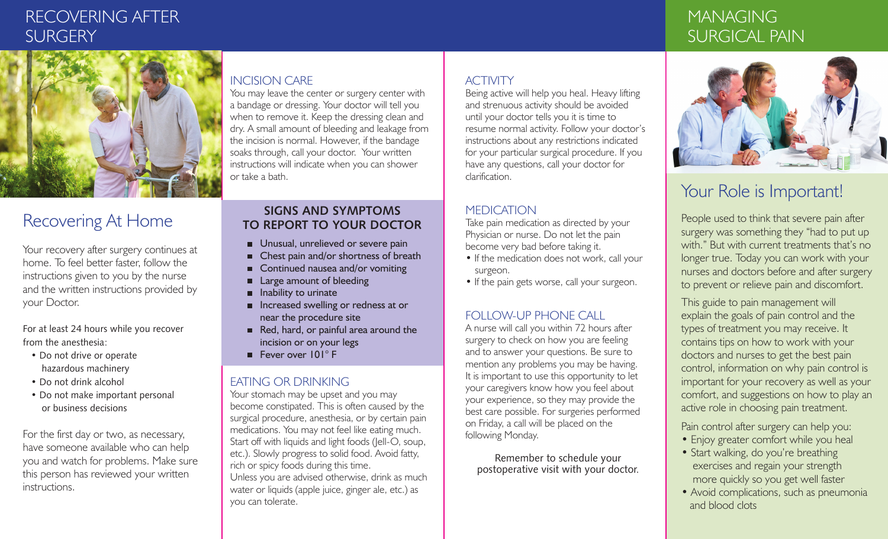# RECOVERING AFTER SURGERY

## Recovering At Home

Your recovery after surgery continues at home. To feel better faster, follow the instructions given to you by the nurse and the written instructions provided by your Doctor.

For at least 24 hours while you recover from the anesthesia:

- Do not drive or operate hazardous machinery
- Do not drink alcohol
- Do not make important personal or business decisions

For the first day or two, as necessary, have someone available who can help you and watch for problems. Make sure this person has reviewed your written instructions.

### INCISION CARE

You may leave the center or surgery center with a bandage or dressing. Your doctor will tell you when to remove it. Keep the dressing clean and dry. A small amount of bleeding and leakage from the incision is normal. However, if the bandage soaks through, call your doctor. Your written instructions will indicate when you can shower or take a bath.

### SIGNS AND SYMPTOMS TO REPORT TO YOUR DOCTOR

- Unusual, unrelieved or severe pain
- Chest pain and/or shortness of breath
- Continued nausea and/or vomiting
- Large amount of bleeding
- Inability to urinate
- Increased swelling or redness at or near the procedure site
- Red, hard, or painful area around the incision or on your legs
- Fever over 101° F

### EATING OR DRINKING

Your stomach may be upset and you may become constipated. This is often caused by the surgical procedure, anesthesia, or by certain pain medications. You may not feel like eating much. Start off with liquids and light foods (Jell-O, soup, etc.). Slowly progress to solid food. Avoid fatty, rich or spicy foods during this time.
Unless you are advised otherwise, drink as much water or liquids (apple juice, ginger ale, etc.) as you can tolerate.

### ACTIVITY

Being active will help you heal. Heavy lifting and strenuous activity should be avoided until your doctor tells you it is time to resume normal activity. Follow your doctor's instructions about any restrictions indicated for your particular surgical procedure. If you have any questions, call your doctor for clarification.

### MEDICATION

Take pain medication as directed by your Physician or nurse. Do not let the pain become very bad before taking it.

- If the medication does not work, call your surgeon.
- If the pain gets worse, call your surgeon.

### FOLLOW-UP PHONE CALL

A nurse will call you within 72 hours after surgery to check on how you are feeling and to answer your questions. Be sure to mention any problems you may be having. It is important to use this opportunity to let your caregivers know how you feel about your experience, so they may provide the best care possible. For surgeries performed on Friday, a call will be placed on the following Monday.

Remember to schedule your postoperative visit with your doctor.

# MANAGING SURGICAL PAIN

## Your Role is Important!

People used to think that severe pain after surgery was something they "had to put up with." But with current treatments that's no longer true. Today you can work with your nurses and doctors before and after surgery to prevent or relieve pain and discomfort.

This guide to pain management will explain the goals of pain control and the types of treatment you may receive. It contains tips on how to work with your doctors and nurses to get the best pain control, information on why pain control is important for your recovery as well as your comfort, and suggestions on how to play an active role in choosing pain treatment.

Pain control after surgery can help you:

- Enjoy greater comfort while you heal
- Start walking, do you're breathing exercises and regain your strength more quickly so you get well faster
- Avoid complications, such as pneumonia and blood clots